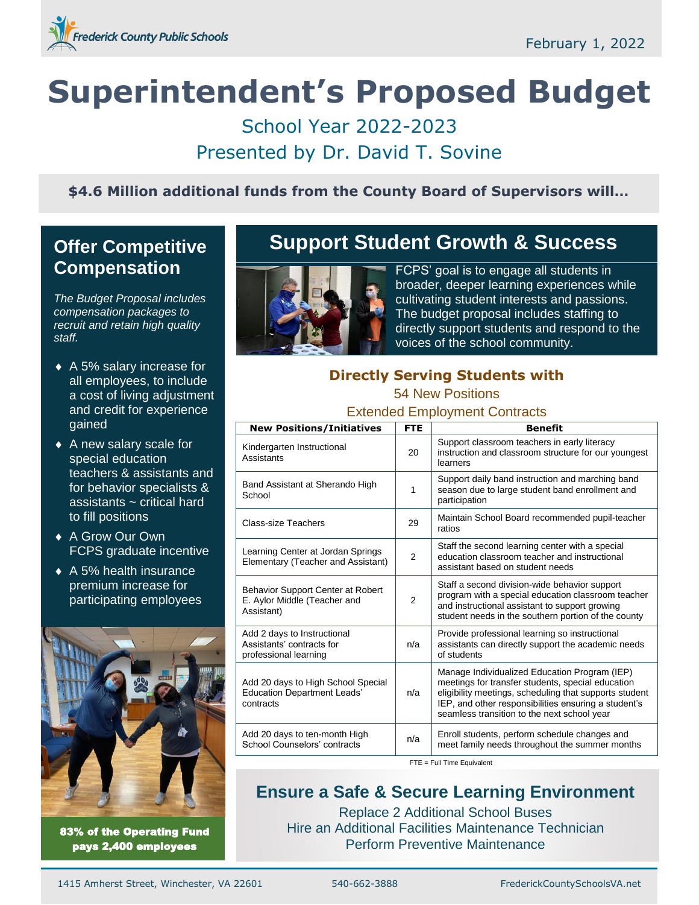Frederick County Public Schools

February 1, 2022

# Superintendent's Proposed Budget

School Year 2022-2023

Presented by Dr. David T. Sovine

**$4.6 Million additional funds from the County Board of Supervisors will…**

## Offer Competitive Compensation

*The Budget Proposal includes compensation packages to recruit and retain high quality staff.*

- A 5% salary increase for all employees, to include a cost of living adjustment and credit for experience gained
- A new salary scale for special education teachers & assistants and for behavior specialists & assistants ~ critical hard to fill positions
- A Grow Our Own FCPS graduate incentive
- A 5% health insurance premium increase for participating employees

**83% of the Operating Fund pays 2,400 employees**

## Support Student Growth & Success

FCPS' goal is to engage all students in broader, deeper learning experiences while cultivating student interests and passions. The budget proposal includes staffing to directly support students and respond to the voices of the school community.

### Directly Serving Students with

54 New Positions

Extended Employment Contracts

| New Positions/Initiatives | FTE | Benefit |
|---|---|---|
| Kindergarten Instructional Assistants | 20 | Support classroom teachers in early literacy instruction and classroom structure for our youngest learners |
| Band Assistant at Sherando High School | 1 | Support daily band instruction and marching band season due to large student band enrollment and participation |
| Class-size Teachers | 29 | Maintain School Board recommended pupil-teacher ratios |
| Learning Center at Jordan Springs Elementary (Teacher and Assistant) | 2 | Staff the second learning center with a special education classroom teacher and instructional assistant based on student needs |
| Behavior Support Center at Robert E. Aylor Middle (Teacher and Assistant) | 2 | Staff a second division-wide behavior support program with a special education classroom teacher and instructional assistant to support growing student needs in the southern portion of the county |
| Add 2 days to Instructional Assistants' contracts for professional learning | n/a | Provide professional learning so instructional assistants can directly support the academic needs of students |
| Add 20 days to High School Special Education Department Leads' contracts | n/a | Manage Individualized Education Program (IEP) meetings for transfer students, special education eligibility meetings, scheduling that supports student IEP, and other responsibilities ensuring a student's seamless transition to the next school year |
| Add 20 days to ten-month High School Counselors' contracts | n/a | Enroll students, perform schedule changes and meet family needs throughout the summer months |

FTE = Full Time Equivalent

## Ensure a Safe & Secure Learning Environment

Replace 2 Additional School Buses

Hire an Additional Facilities Maintenance Technician

Perform Preventive Maintenance

1415 Amherst Street, Winchester, VA 22601 | 540-662-3888 | FrederickCountySchoolsVA.net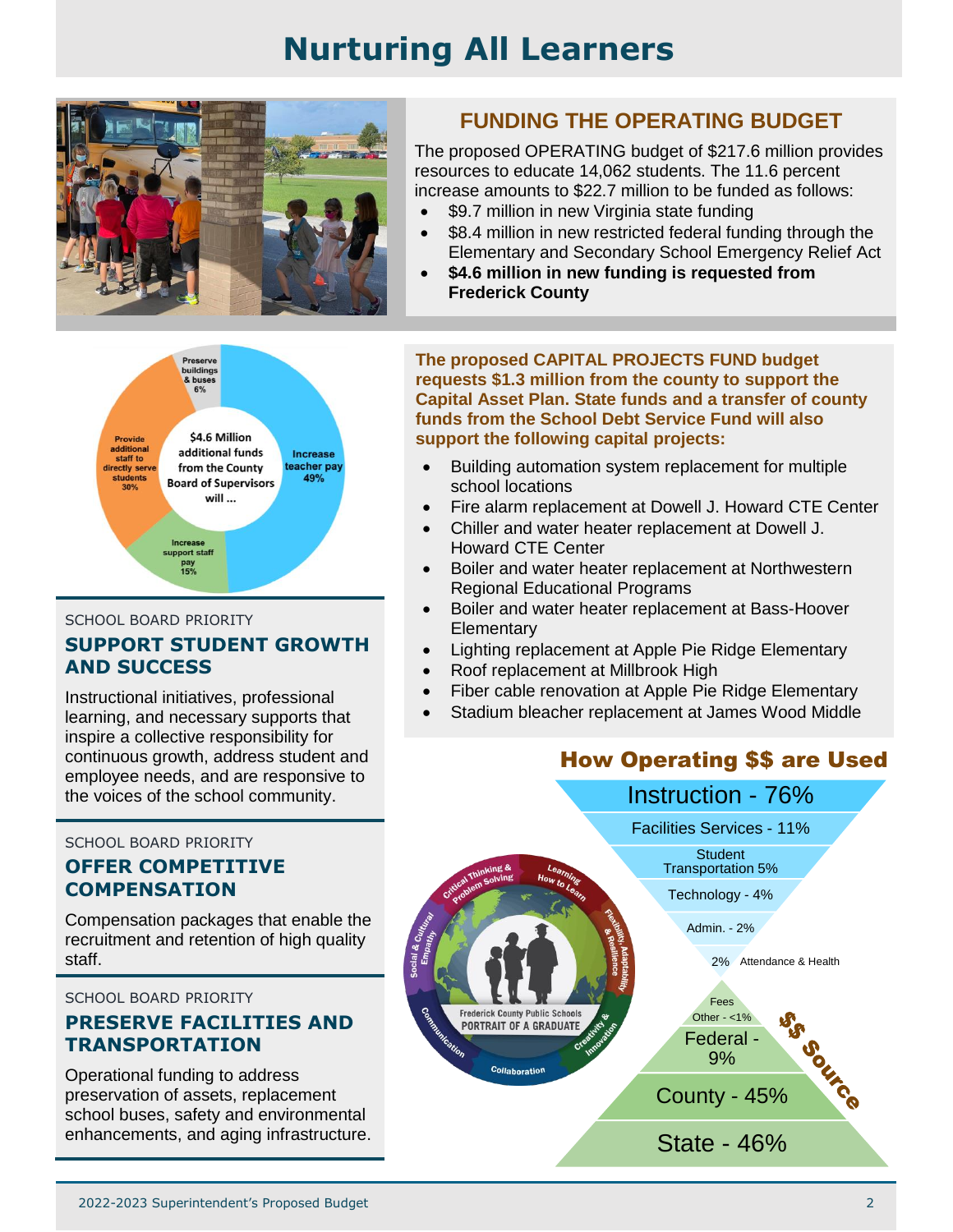# Nurturing All Learners

## FUNDING THE OPERATING BUDGET

The proposed OPERATING budget of $217.6 million provides resources to educate 14,062 students. The 11.6 percent increase amounts to $22.7 million to be funded as follows:

- $9.7 million in new Virginia state funding
- $8.4 million in new restricted federal funding through the Elementary and Secondary School Emergency Relief Act
- **$4.6 million in new funding is requested from Frederick County**

$4.6 Million additional funds from the County Board of Supervisors will ...

- Increase teacher pay 49%
- Provide additional staff to directly serve students 30%
- Increase support staff pay 15%
- Preserve buildings & buses 6%

**The proposed CAPITAL PROJECTS FUND budget requests $1.3 million from the county to support the Capital Asset Plan. State funds and a transfer of county funds from the School Debt Service Fund will also support the following capital projects:**

- Building automation system replacement for multiple school locations
- Fire alarm replacement at Dowell J. Howard CTE Center
- Chiller and water heater replacement at Dowell J. Howard CTE Center
- Boiler and water heater replacement at Northwestern Regional Educational Programs
- Boiler and water heater replacement at Bass-Hoover Elementary
- Lighting replacement at Apple Pie Ridge Elementary
- Roof replacement at Millbrook High
- Fiber cable renovation at Apple Pie Ridge Elementary
- Stadium bleacher replacement at James Wood Middle

SCHOOL BOARD PRIORITY

### SUPPORT STUDENT GROWTH AND SUCCESS

Instructional initiatives, professional learning, and necessary supports that inspire a collective responsibility for continuous growth, address student and employee needs, and are responsive to the voices of the school community.

SCHOOL BOARD PRIORITY

### OFFER COMPETITIVE COMPENSATION

Compensation packages that enable the recruitment and retention of high quality staff.

SCHOOL BOARD PRIORITY

### PRESERVE FACILITIES AND TRANSPORTATION

Operational funding to address preservation of assets, replacement school buses, safety and environmental enhancements, and aging infrastructure.

## How Operating $$ are Used

- Instruction - 76%
- Facilities Services - 11%
- Student Transportation 5%
- Technology - 4%
- Admin. - 2%
- 2% Attendance & Health

## $$ Source

- Fees
- Other - <1%
- Federal - 9%
- County - 45%
- State - 46%

Frederick County Public Schools PORTRAIT OF A GRADUATE: Critical Thinking & Problem Solving; Learning How to Learn; Flexibility, Adaptability & Resilience; Creativity & Innovation; Collaboration; Communication; Social & Cultural Empathy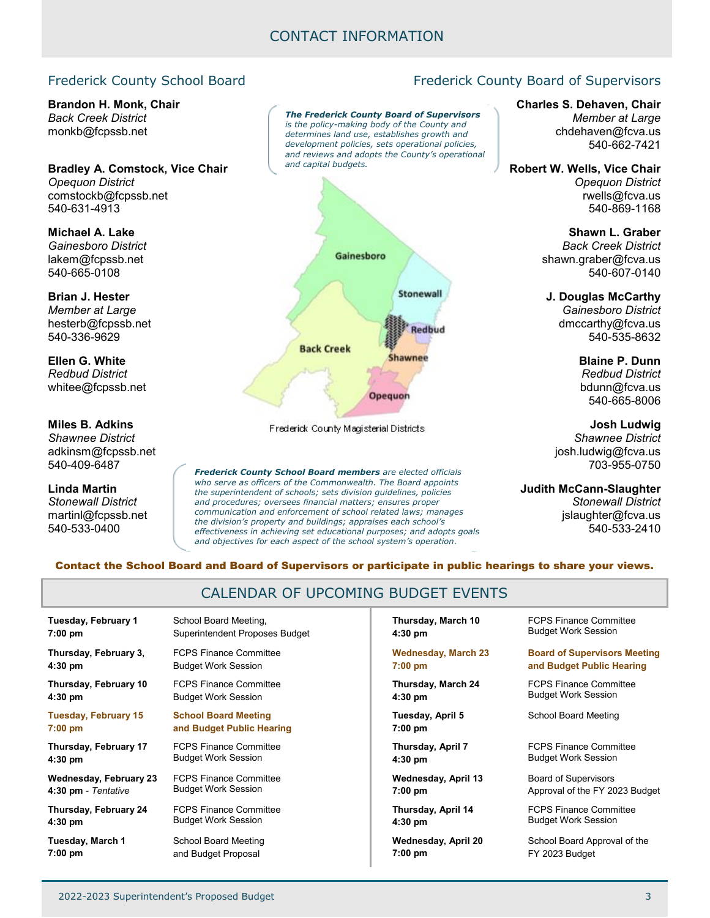# CONTACT INFORMATION

## Frederick County School Board

**Brandon H. Monk, Chair**
*Back Creek District*
monkb@fcpssb.net

**Bradley A. Comstock, Vice Chair**
*Opequon District*
comstockb@fcpssb.net
540-631-4913

**Michael A. Lake**
*Gainesboro District*
lakem@fcpssb.net
540-665-0108

**Brian J. Hester**
*Member at Large*
hesterb@fcpssb.net
540-336-9629

**Ellen G. White**
*Redbud District*
whitee@fcpssb.net

**Miles B. Adkins**
*Shawnee District*
adkinsm@fcpssb.net
540-409-6487

**Linda Martin**
*Stonewall District*
martinl@fcpssb.net
540-533-0400

*__Frederick County School Board members__ are elected officials who serve as officers of the Commonwealth. The Board appoints the superintendent of schools; sets division guidelines, policies and procedures; oversees financial matters; ensures proper communication and enforcement of school related laws; manages the division's property and buildings; appraises each school's effectiveness in achieving set educational purposes; and adopts goals and objectives for each aspect of the school system's operation.*

## Frederick County Board of Supervisors

*__The Frederick County Board of Supervisors__ is the policy-making body of the County and determines land use, establishes growth and development policies, sets operational policies, and reviews and adopts the County's operational and capital budgets.*

Gainesboro
Stonewall
Redbud
Back Creek
Shawnee
Opequon

Frederick County Magisterial Districts

**Charles S. Dehaven, Chair**
*Member at Large*
chdehaven@fcva.us
540-662-7421

**Robert W. Wells, Vice Chair**
*Opequon District*
rwells@fcva.us
540-869-1168

**Shawn L. Graber**
*Back Creek District*
shawn.graber@fcva.us
540-607-0140

**J. Douglas McCarthy**
*Gainesboro District*
dmccarthy@fcva.us
540-535-8632

**Blaine P. Dunn**
*Redbud District*
bdunn@fcva.us
540-665-8006

**Josh Ludwig**
*Shawnee District*
josh.ludwig@fcva.us
703-955-0750

**Judith McCann-Slaughter**
*Stonewall District*
jslaughter@fcva.us
540-533-2410

**Contact the School Board and Board of Supervisors or participate in public hearings to share your views.**

# CALENDAR OF UPCOMING BUDGET EVENTS

| | |
|---|---|
| **Tuesday, February 1 7:00 pm** | School Board Meeting, Superintendent Proposes Budget |
| **Thursday, February 3, 4:30 pm** | FCPS Finance Committee Budget Work Session |
| **Thursday, February 10 4:30 pm** | FCPS Finance Committee Budget Work Session |
| **Tuesday, February 15 7:00 pm** | **School Board Meeting and Budget Public Hearing** |
| **Thursday, February 17 4:30 pm** | FCPS Finance Committee Budget Work Session |
| **Wednesday, February 23 4:30 pm** - *Tentative* | FCPS Finance Committee Budget Work Session |
| **Thursday, February 24 4:30 pm** | FCPS Finance Committee Budget Work Session |
| **Tuesday, March 1 7:00 pm** | School Board Meeting and Budget Proposal |
| **Thursday, March 10 4:30 pm** | FCPS Finance Committee Budget Work Session |
| **Wednesday, March 23 7:00 pm** | **Board of Supervisors Meeting and Budget Public Hearing** |
| **Thursday, March 24 4:30 pm** | FCPS Finance Committee Budget Work Session |
| **Tuesday, April 5 7:00 pm** | School Board Meeting |
| **Thursday, April 7 4:30 pm** | FCPS Finance Committee Budget Work Session |
| **Wednesday, April 13 7:00 pm** | Board of Supervisors Approval of the FY 2023 Budget |
| **Thursday, April 14 4:30 pm** | FCPS Finance Committee Budget Work Session |
| **Wednesday, April 20 7:00 pm** | School Board Approval of the FY 2023 Budget |